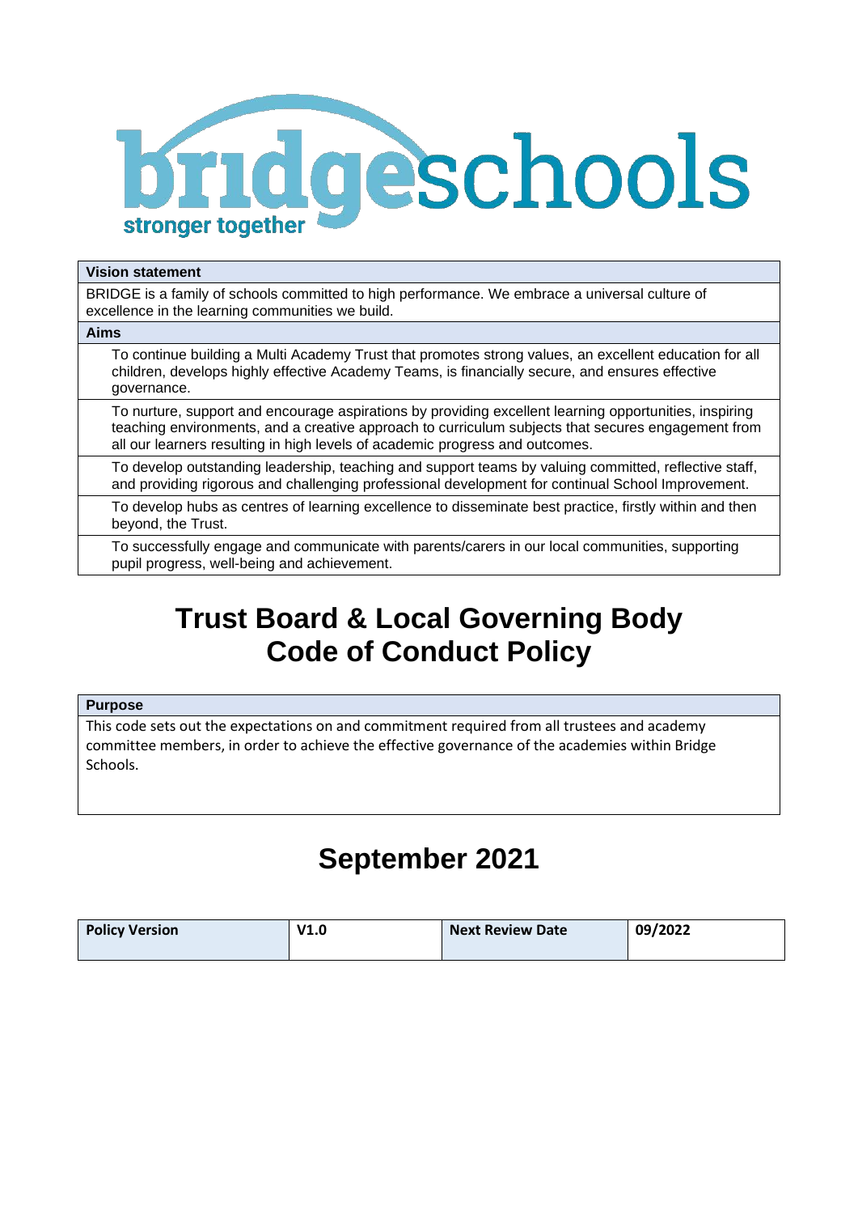bridgeschools

stronger together

| Vision statement |
| --- |
| BRIDGE is a family of schools committed to high performance. We embrace a universal culture of excellence in the learning communities we build. |
| **Aims** |
| To continue building a Multi Academy Trust that promotes strong values, an excellent education for all children, develops highly effective Academy Teams, is financially secure, and ensures effective governance. |
| To nurture, support and encourage aspirations by providing excellent learning opportunities, inspiring teaching environments, and a creative approach to curriculum subjects that secures engagement from all our learners resulting in high levels of academic progress and outcomes. |
| To develop outstanding leadership, teaching and support teams by valuing committed, reflective staff, and providing rigorous and challenging professional development for continual School Improvement. |
| To develop hubs as centres of learning excellence to disseminate best practice, firstly within and then beyond, the Trust. |
| To successfully engage and communicate with parents/carers in our local communities, supporting pupil progress, well-being and achievement. |

# Trust Board & Local Governing Body Code of Conduct Policy

| Purpose |
| --- |
| This code sets out the expectations on and commitment required from all trustees and academy committee members, in order to achieve the effective governance of the academies within Bridge Schools. |

## September 2021

| Policy Version | V1.0 | Next Review Date | 09/2022 |
| --- | --- | --- | --- |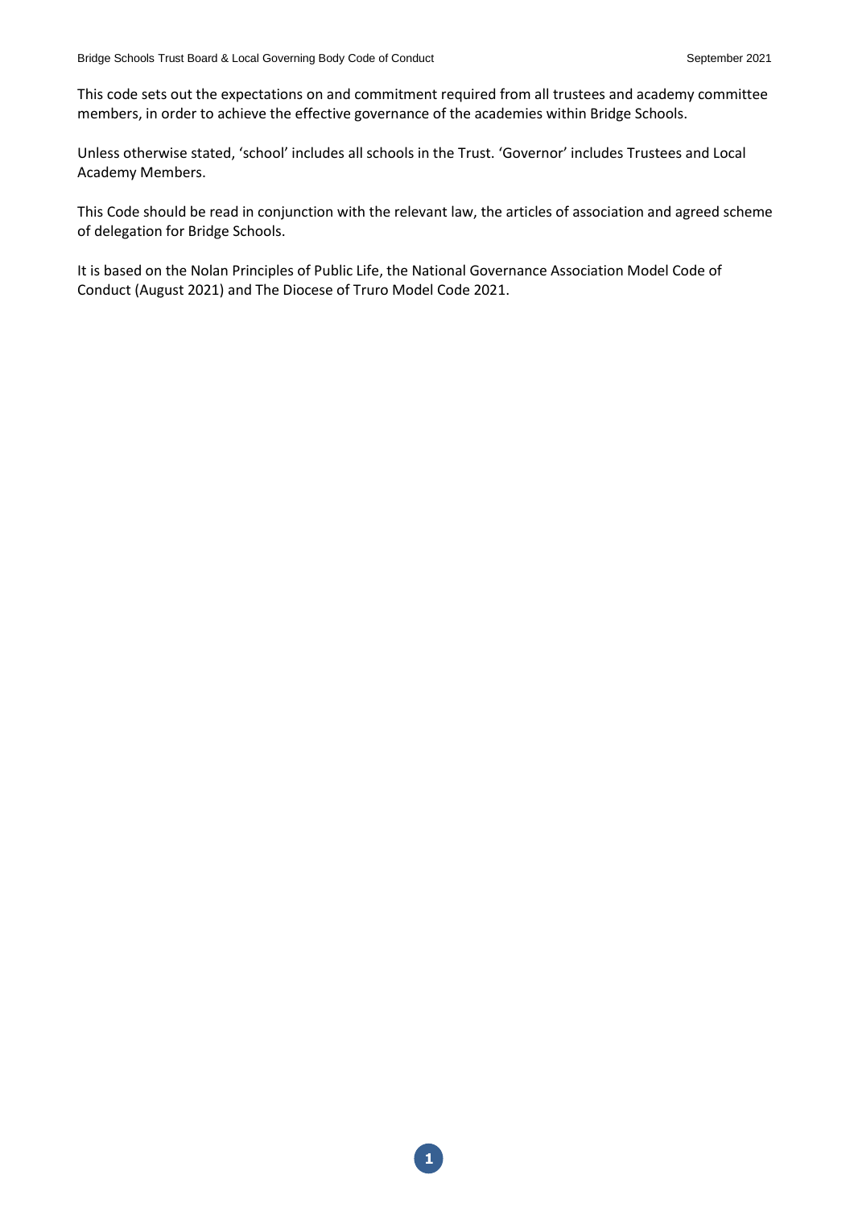This code sets out the expectations on and commitment required from all trustees and academy committee members, in order to achieve the effective governance of the academies within Bridge Schools.

Unless otherwise stated, 'school' includes all schools in the Trust. 'Governor' includes Trustees and Local Academy Members.

This Code should be read in conjunction with the relevant law, the articles of association and agreed scheme of delegation for Bridge Schools.

It is based on the Nolan Principles of Public Life, the National Governance Association Model Code of Conduct (August 2021) and The Diocese of Truro Model Code 2021.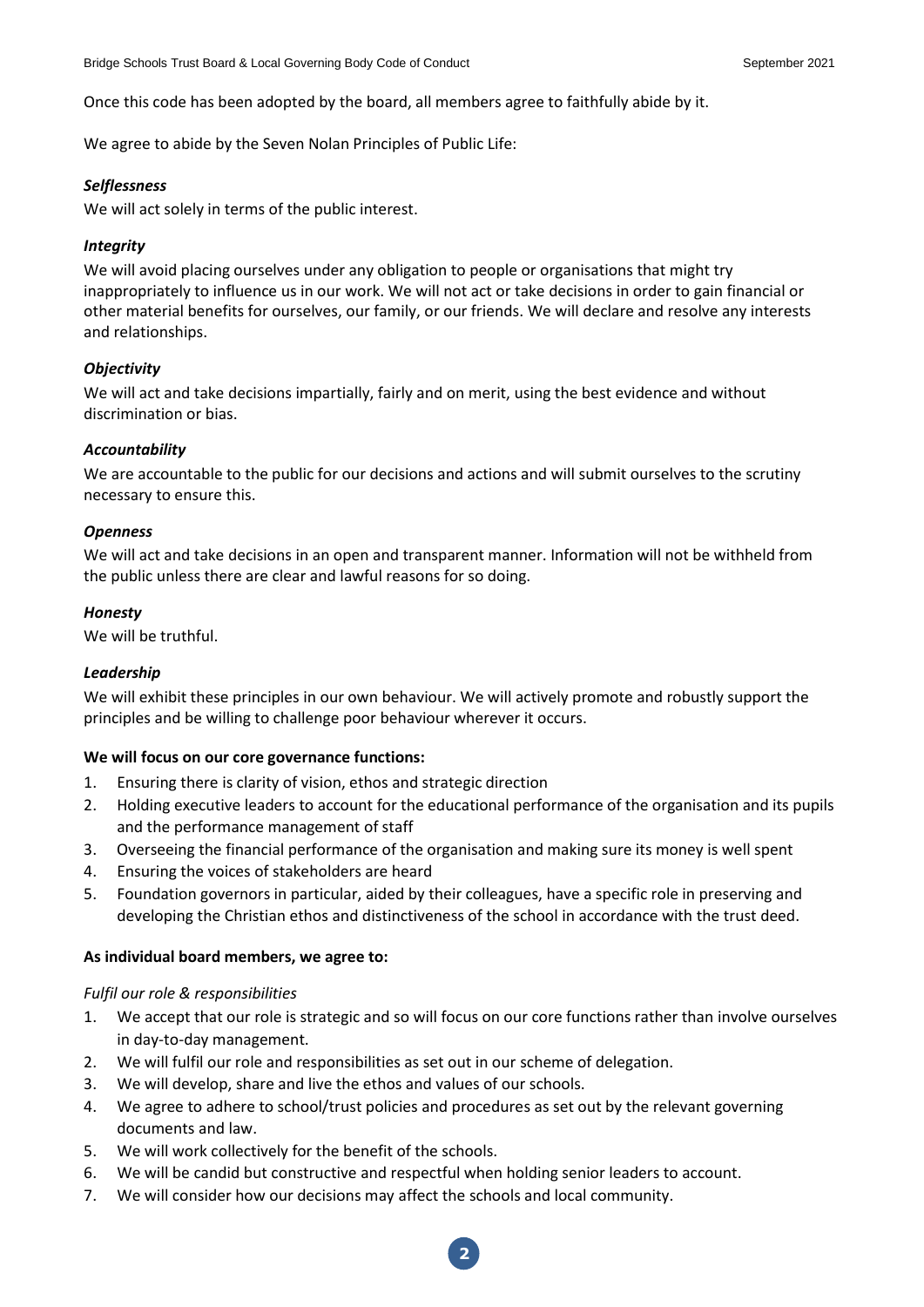Once this code has been adopted by the board, all members agree to faithfully abide by it.

We agree to abide by the Seven Nolan Principles of Public Life:

***Selflessness***
We will act solely in terms of the public interest.

***Integrity***
We will avoid placing ourselves under any obligation to people or organisations that might try inappropriately to influence us in our work. We will not act or take decisions in order to gain financial or other material benefits for ourselves, our family, or our friends. We will declare and resolve any interests and relationships.

***Objectivity***
We will act and take decisions impartially, fairly and on merit, using the best evidence and without discrimination or bias.

***Accountability***
We are accountable to the public for our decisions and actions and will submit ourselves to the scrutiny necessary to ensure this.

***Openness***
We will act and take decisions in an open and transparent manner. Information will not be withheld from the public unless there are clear and lawful reasons for so doing.

***Honesty***
We will be truthful.

***Leadership***
We will exhibit these principles in our own behaviour. We will actively promote and robustly support the principles and be willing to challenge poor behaviour wherever it occurs.

**We will focus on our core governance functions:**

1. Ensuring there is clarity of vision, ethos and strategic direction
2. Holding executive leaders to account for the educational performance of the organisation and its pupils and the performance management of staff
3. Overseeing the financial performance of the organisation and making sure its money is well spent
4. Ensuring the voices of stakeholders are heard
5. Foundation governors in particular, aided by their colleagues, have a specific role in preserving and developing the Christian ethos and distinctiveness of the school in accordance with the trust deed.

**As individual board members, we agree to:**

*Fulfil our role & responsibilities*

1. We accept that our role is strategic and so will focus on our core functions rather than involve ourselves in day-to-day management.
2. We will fulfil our role and responsibilities as set out in our scheme of delegation.
3. We will develop, share and live the ethos and values of our schools.
4. We agree to adhere to school/trust policies and procedures as set out by the relevant governing documents and law.
5. We will work collectively for the benefit of the schools.
6. We will be candid but constructive and respectful when holding senior leaders to account.
7. We will consider how our decisions may affect the schools and local community.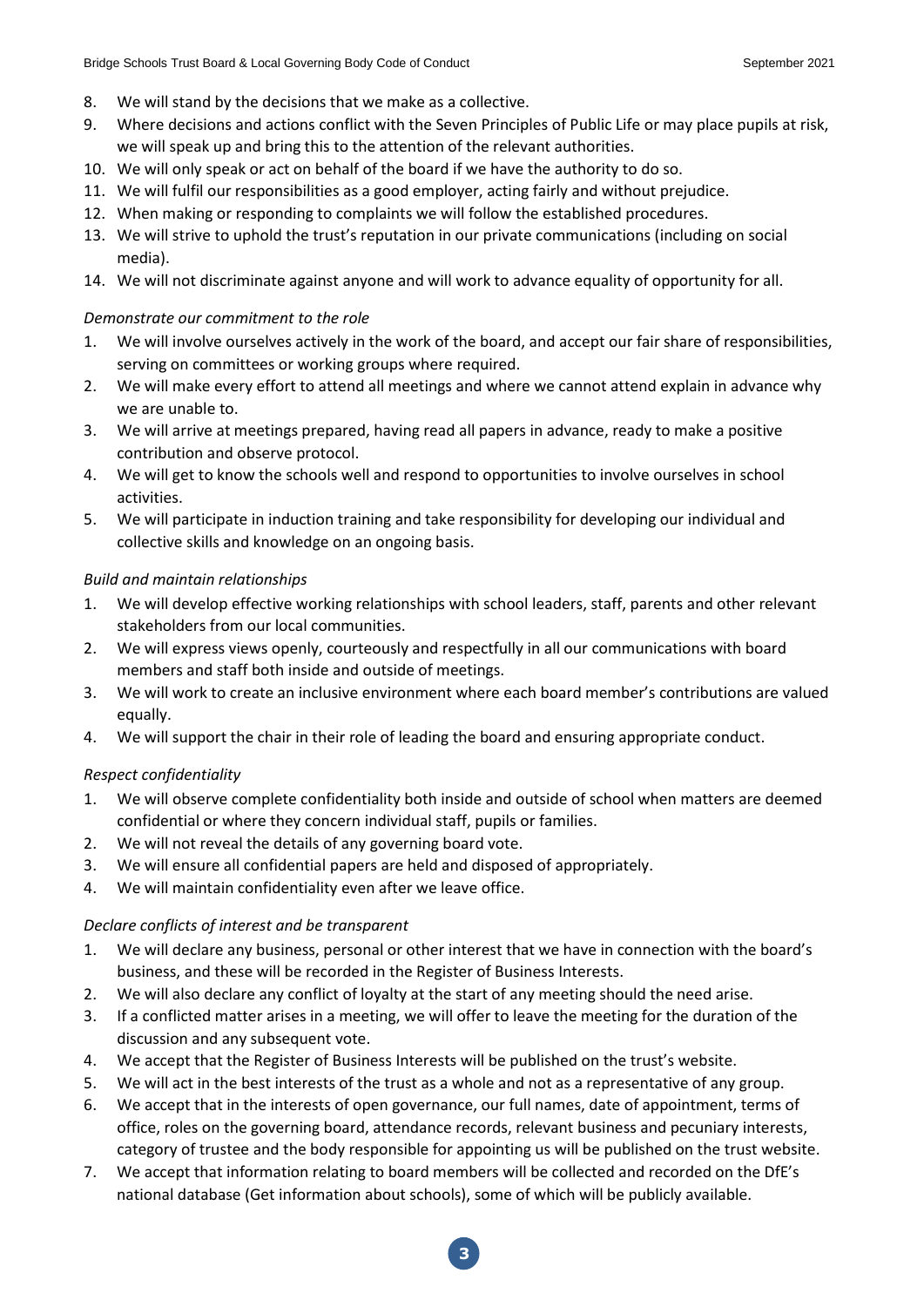8. We will stand by the decisions that we make as a collective.
9. Where decisions and actions conflict with the Seven Principles of Public Life or may place pupils at risk, we will speak up and bring this to the attention of the relevant authorities.
10. We will only speak or act on behalf of the board if we have the authority to do so.
11. We will fulfil our responsibilities as a good employer, acting fairly and without prejudice.
12. When making or responding to complaints we will follow the established procedures.
13. We will strive to uphold the trust's reputation in our private communications (including on social media).
14. We will not discriminate against anyone and will work to advance equality of opportunity for all.

*Demonstrate our commitment to the role*

1. We will involve ourselves actively in the work of the board, and accept our fair share of responsibilities, serving on committees or working groups where required.
2. We will make every effort to attend all meetings and where we cannot attend explain in advance why we are unable to.
3. We will arrive at meetings prepared, having read all papers in advance, ready to make a positive contribution and observe protocol.
4. We will get to know the schools well and respond to opportunities to involve ourselves in school activities.
5. We will participate in induction training and take responsibility for developing our individual and collective skills and knowledge on an ongoing basis.

*Build and maintain relationships*

1. We will develop effective working relationships with school leaders, staff, parents and other relevant stakeholders from our local communities.
2. We will express views openly, courteously and respectfully in all our communications with board members and staff both inside and outside of meetings.
3. We will work to create an inclusive environment where each board member's contributions are valued equally.
4. We will support the chair in their role of leading the board and ensuring appropriate conduct.

*Respect confidentiality*

1. We will observe complete confidentiality both inside and outside of school when matters are deemed confidential or where they concern individual staff, pupils or families.
2. We will not reveal the details of any governing board vote.
3. We will ensure all confidential papers are held and disposed of appropriately.
4. We will maintain confidentiality even after we leave office.

*Declare conflicts of interest and be transparent*

1. We will declare any business, personal or other interest that we have in connection with the board's business, and these will be recorded in the Register of Business Interests.
2. We will also declare any conflict of loyalty at the start of any meeting should the need arise.
3. If a conflicted matter arises in a meeting, we will offer to leave the meeting for the duration of the discussion and any subsequent vote.
4. We accept that the Register of Business Interests will be published on the trust's website.
5. We will act in the best interests of the trust as a whole and not as a representative of any group.
6. We accept that in the interests of open governance, our full names, date of appointment, terms of office, roles on the governing board, attendance records, relevant business and pecuniary interests, category of trustee and the body responsible for appointing us will be published on the trust website.
7. We accept that information relating to board members will be collected and recorded on the DfE's national database (Get information about schools), some of which will be publicly available.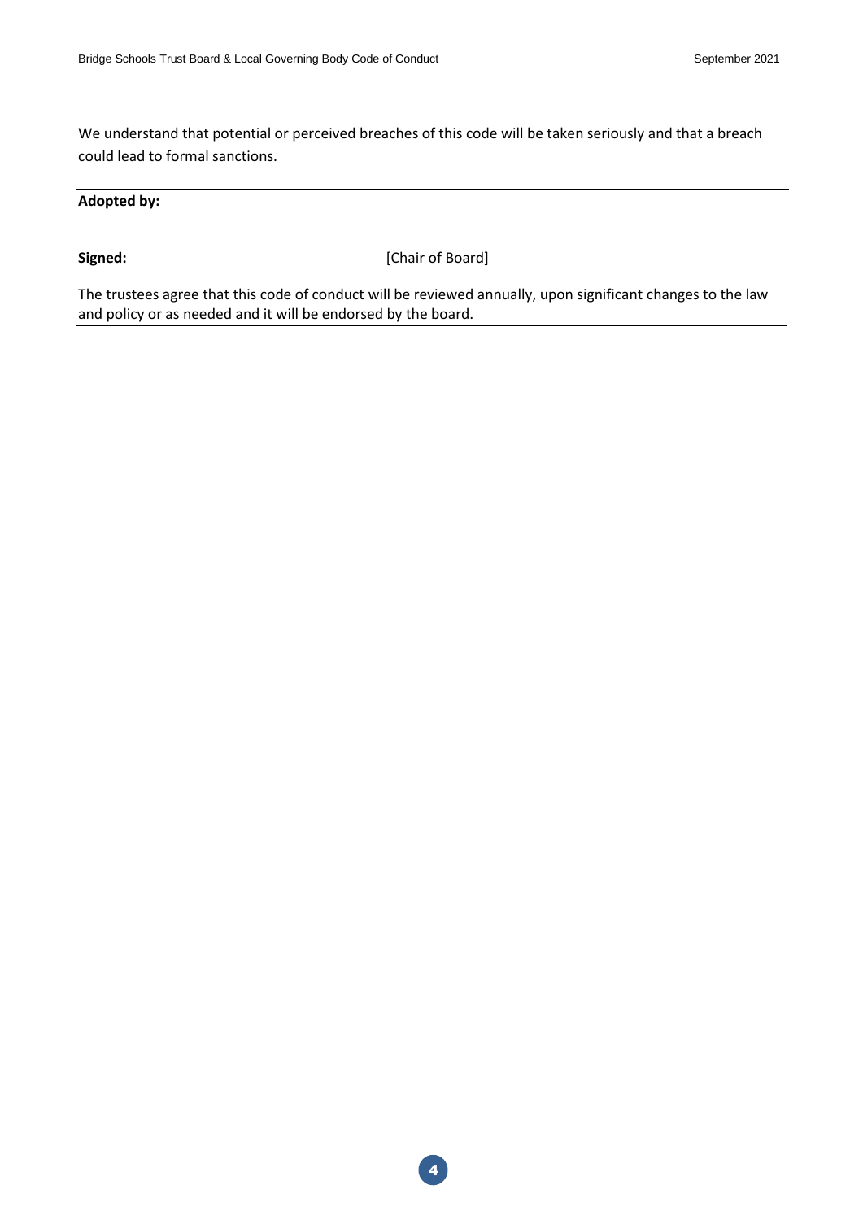We understand that potential or perceived breaches of this code will be taken seriously and that a breach could lead to formal sanctions.

---

**Adopted by:**

**Signed:** [Chair of Board]

The trustees agree that this code of conduct will be reviewed annually, upon significant changes to the law and policy or as needed and it will be endorsed by the board.

---